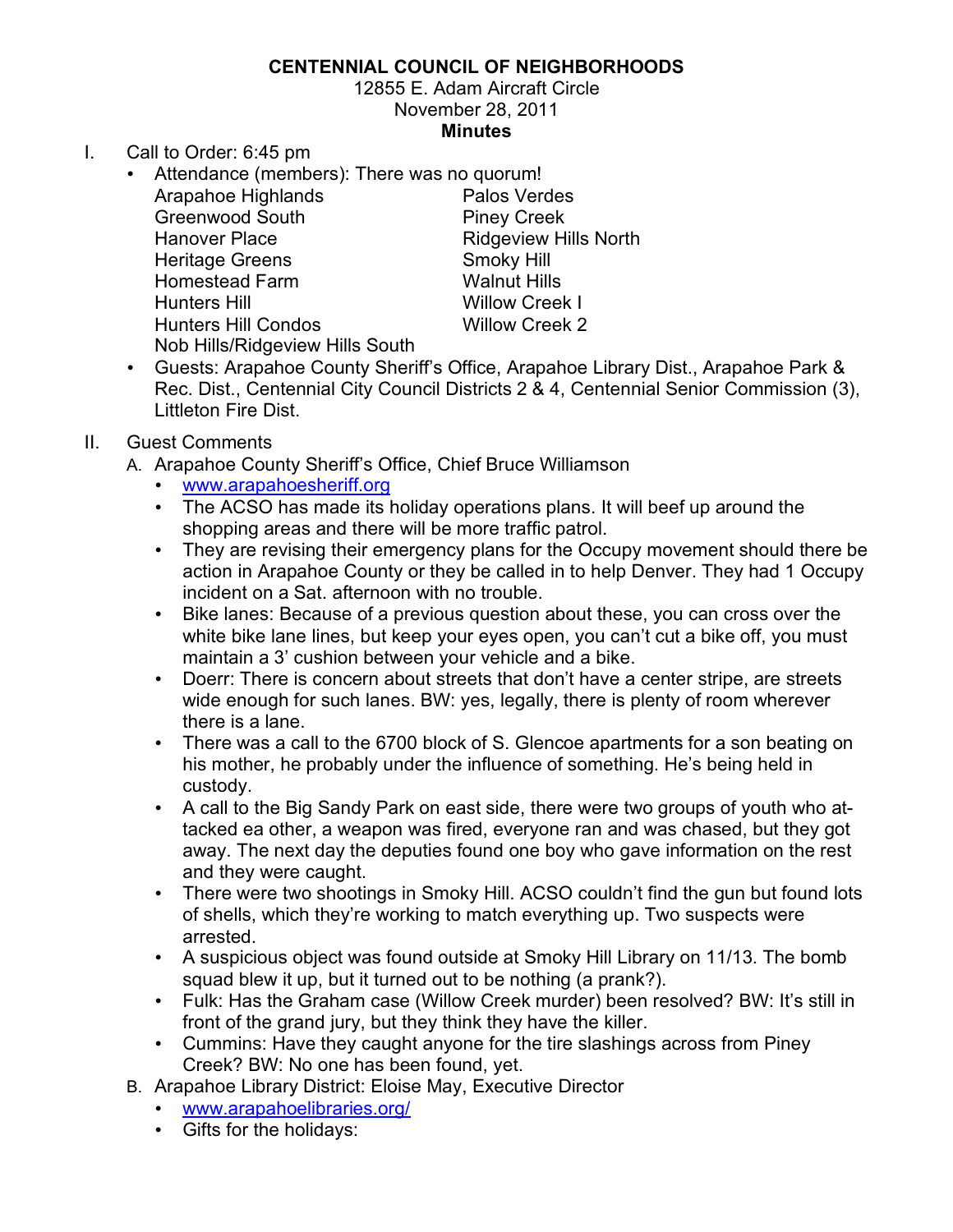# CENTENNIAL COUNCIL OF NEIGHBORHOODS

12855 E. Adam Aircraft Circle
November 28, 2011

**Minutes**

I. Call to Order: 6:45 pm
   - Attendance (members): There was no quorum!

     Arapahoe Highlands
     Greenwood South
     Hanover Place
     Heritage Greens
     Homestead Farm
     Hunters Hill
     Hunters Hill Condos
     Nob Hills/Ridgeview Hills South
     Palos Verdes
     Piney Creek
     Ridgeview Hills North
     Smoky Hill
     Walnut Hills
     Willow Creek I
     Willow Creek 2

   - Guests: Arapahoe County Sheriff's Office, Arapahoe Library Dist., Arapahoe Park & Rec. Dist., Centennial City Council Districts 2 & 4, Centennial Senior Commission (3), Littleton Fire Dist.

II. Guest Comments

   A. Arapahoe County Sheriff's Office, Chief Bruce Williamson
      - www.arapahoesheriff.org
      - The ACSO has made its holiday operations plans. It will beef up around the shopping areas and there will be more traffic patrol.
      - They are revising their emergency plans for the Occupy movement should there be action in Arapahoe County or they be called in to help Denver. They had 1 Occupy incident on a Sat. afternoon with no trouble.
      - Bike lanes: Because of a previous question about these, you can cross over the white bike lane lines, but keep your eyes open, you can't cut a bike off, you must maintain a 3' cushion between your vehicle and a bike.
      - Doerr: There is concern about streets that don't have a center stripe, are streets wide enough for such lanes. BW: yes, legally, there is plenty of room wherever there is a lane.
      - There was a call to the 6700 block of S. Glencoe apartments for a son beating on his mother, he probably under the influence of something. He's being held in custody.
      - A call to the Big Sandy Park on east side, there were two groups of youth who attacked ea other, a weapon was fired, everyone ran and was chased, but they got away. The next day the deputies found one boy who gave information on the rest and they were caught.
      - There were two shootings in Smoky Hill. ACSO couldn't find the gun but found lots of shells, which they're working to match everything up. Two suspects were arrested.
      - A suspicious object was found outside at Smoky Hill Library on 11/13. The bomb squad blew it up, but it turned out to be nothing (a prank?).
      - Fulk: Has the Graham case (Willow Creek murder) been resolved? BW: It's still in front of the grand jury, but they think they have the killer.
      - Cummins: Have they caught anyone for the tire slashings across from Piney Creek? BW: No one has been found, yet.

   B. Arapahoe Library District: Eloise May, Executive Director
      - www.arapahoelibraries.org/
      - Gifts for the holidays: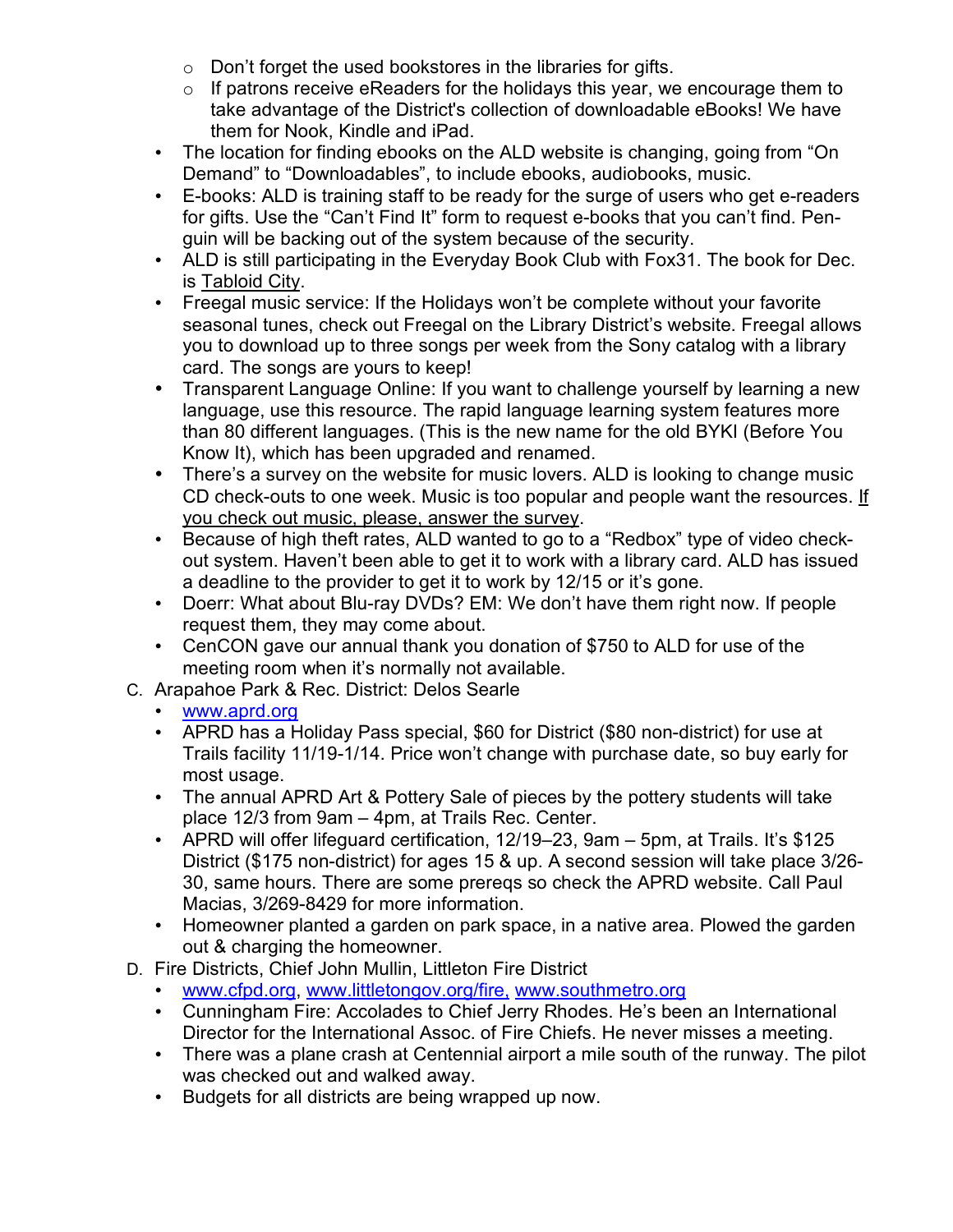- Don't forget the used bookstores in the libraries for gifts.
    - If patrons receive eReaders for the holidays this year, we encourage them to take advantage of the District's collection of downloadable eBooks! We have them for Nook, Kindle and iPad.
  - The location for finding ebooks on the ALD website is changing, going from "On Demand" to "Downloadables", to include ebooks, audiobooks, music.
  - E-books: ALD is training staff to be ready for the surge of users who get e-readers for gifts. Use the "Can't Find It" form to request e-books that you can't find. Penguin will be backing out of the system because of the security.
  - ALD is still participating in the Everyday Book Club with Fox31. The book for Dec. is <u>Tabloid City</u>.
  - Freegal music service: If the Holidays won't be complete without your favorite seasonal tunes, check out Freegal on the Library District's website. Freegal allows you to download up to three songs per week from the Sony catalog with a library card. The songs are yours to keep!
  - Transparent Language Online: If you want to challenge yourself by learning a new language, use this resource. The rapid language learning system features more than 80 different languages. (This is the new name for the old BYKI (Before You Know It), which has been upgraded and renamed.
  - There's a survey on the website for music lovers. ALD is looking to change music CD check-outs to one week. Music is too popular and people want the resources. <u>If you check out music, please, answer the survey</u>.
  - Because of high theft rates, ALD wanted to go to a "Redbox" type of video check-out system. Haven't been able to get it to work with a library card. ALD has issued a deadline to the provider to get it to work by 12/15 or it's gone.
  - Doerr: What about Blu-ray DVDs? EM: We don't have them right now. If people request them, they may come about.
  - CenCON gave our annual thank you donation of $750 to ALD for use of the meeting room when it's normally not available.

C. Arapahoe Park & Rec. District: Delos Searle
  - [www.aprd.org](http://www.aprd.org)
  - APRD has a Holiday Pass special, $60 for District ($80 non-district) for use at Trails facility 11/19-1/14. Price won't change with purchase date, so buy early for most usage.
  - The annual APRD Art & Pottery Sale of pieces by the pottery students will take place 12/3 from 9am – 4pm, at Trails Rec. Center.
  - APRD will offer lifeguard certification, 12/19–23, 9am – 5pm, at Trails. It's $125 District ($175 non-district) for ages 15 & up. A second session will take place 3/26-30, same hours. There are some prereqs so check the APRD website. Call Paul Macias, 3/269-8429 for more information.
  - Homeowner planted a garden on park space, in a native area. Plowed the garden out & charging the homeowner.

D. Fire Districts, Chief John Mullin, Littleton Fire District
  - [www.cfpd.org](http://www.cfpd.org), [www.littletongov.org/fire,](http://www.littletongov.org/fire) [www.southmetro.org](http://www.southmetro.org)
  - Cunningham Fire: Accolades to Chief Jerry Rhodes. He's been an International Director for the International Assoc. of Fire Chiefs. He never misses a meeting.
  - There was a plane crash at Centennial airport a mile south of the runway. The pilot was checked out and walked away.
  - Budgets for all districts are being wrapped up now.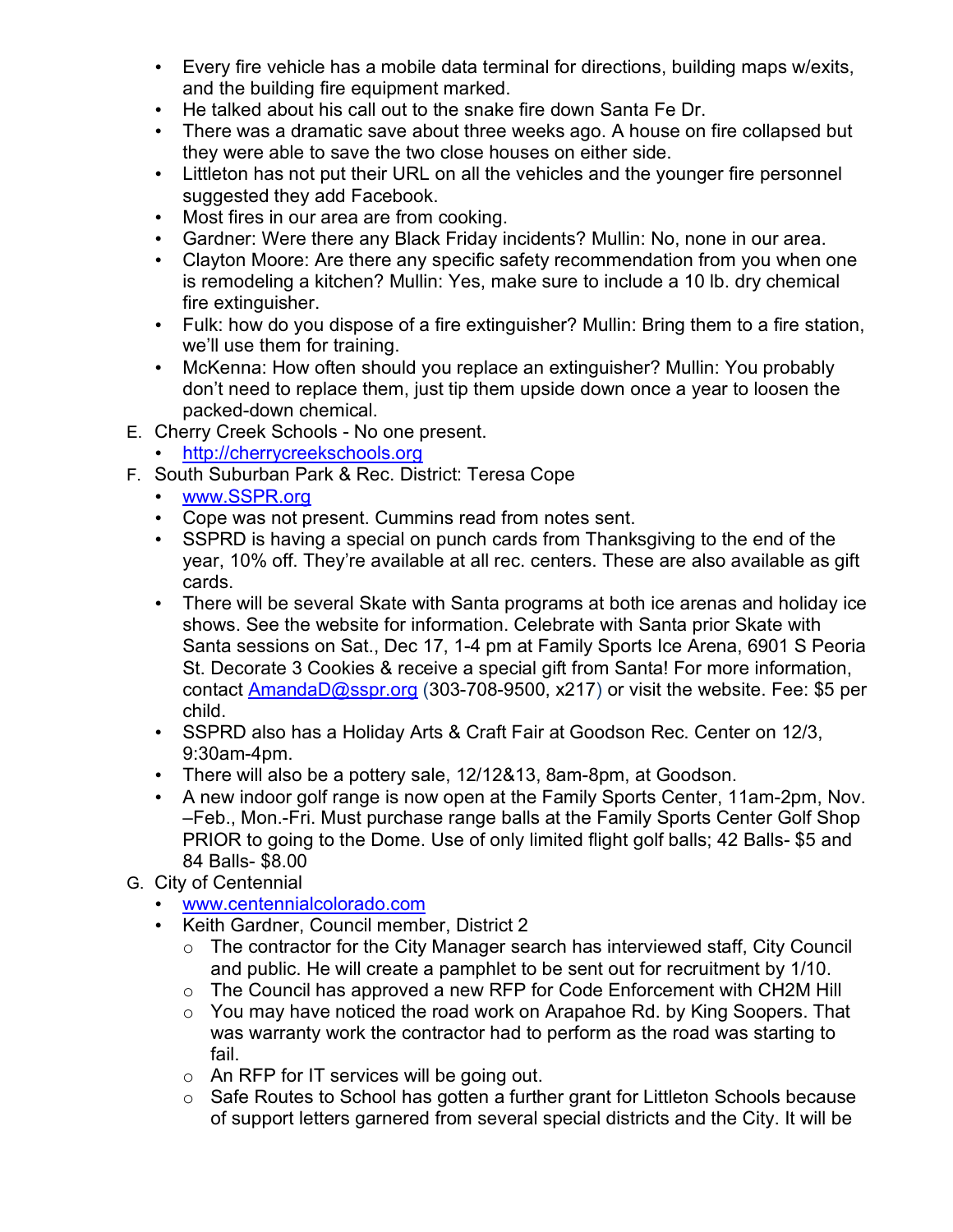- Every fire vehicle has a mobile data terminal for directions, building maps w/exits, and the building fire equipment marked.
- He talked about his call out to the snake fire down Santa Fe Dr.
- There was a dramatic save about three weeks ago. A house on fire collapsed but they were able to save the two close houses on either side.
- Littleton has not put their URL on all the vehicles and the younger fire personnel suggested they add Facebook.
- Most fires in our area are from cooking.
- Gardner: Were there any Black Friday incidents? Mullin: No, none in our area.
- Clayton Moore: Are there any specific safety recommendation from you when one is remodeling a kitchen? Mullin: Yes, make sure to include a 10 lb. dry chemical fire extinguisher.
- Fulk: how do you dispose of a fire extinguisher? Mullin: Bring them to a fire station, we'll use them for training.
- McKenna: How often should you replace an extinguisher? Mullin: You probably don't need to replace them, just tip them upside down once a year to loosen the packed-down chemical.

E. Cherry Creek Schools - No one present.
   - [http://cherrycreekschools.org](http://cherrycreekschools.org)

F. South Suburban Park & Rec. District: Teresa Cope
   - [www.SSPR.org](http://www.SSPR.org)
   - Cope was not present. Cummins read from notes sent.
   - SSPRD is having a special on punch cards from Thanksgiving to the end of the year, 10% off. They're available at all rec. centers. These are also available as gift cards.
   - There will be several Skate with Santa programs at both ice arenas and holiday ice shows. See the website for information. Celebrate with Santa prior Skate with Santa sessions on Sat., Dec 17, 1-4 pm at Family Sports Ice Arena, 6901 S Peoria St. Decorate 3 Cookies & receive a special gift from Santa! For more information, contact [AmandaD@sspr.org](mailto:AmandaD@sspr.org) (303-708-9500, x217) or visit the website. Fee: $5 per child.
   - SSPRD also has a Holiday Arts & Craft Fair at Goodson Rec. Center on 12/3, 9:30am-4pm.
   - There will also be a pottery sale, 12/12&13, 8am-8pm, at Goodson.
   - A new indoor golf range is now open at the Family Sports Center, 11am-2pm, Nov. –Feb., Mon.-Fri. Must purchase range balls at the Family Sports Center Golf Shop PRIOR to going to the Dome. Use of only limited flight golf balls; 42 Balls- $5 and 84 Balls- $8.00

G. City of Centennial
   - [www.centennialcolorado.com](http://www.centennialcolorado.com)
   - Keith Gardner, Council member, District 2
     - The contractor for the City Manager search has interviewed staff, City Council and public. He will create a pamphlet to be sent out for recruitment by 1/10.
     - The Council has approved a new RFP for Code Enforcement with CH2M Hill
     - You may have noticed the road work on Arapahoe Rd. by King Soopers. That was warranty work the contractor had to perform as the road was starting to fail.
     - An RFP for IT services will be going out.
     - Safe Routes to School has gotten a further grant for Littleton Schools because of support letters garnered from several special districts and the City. It will be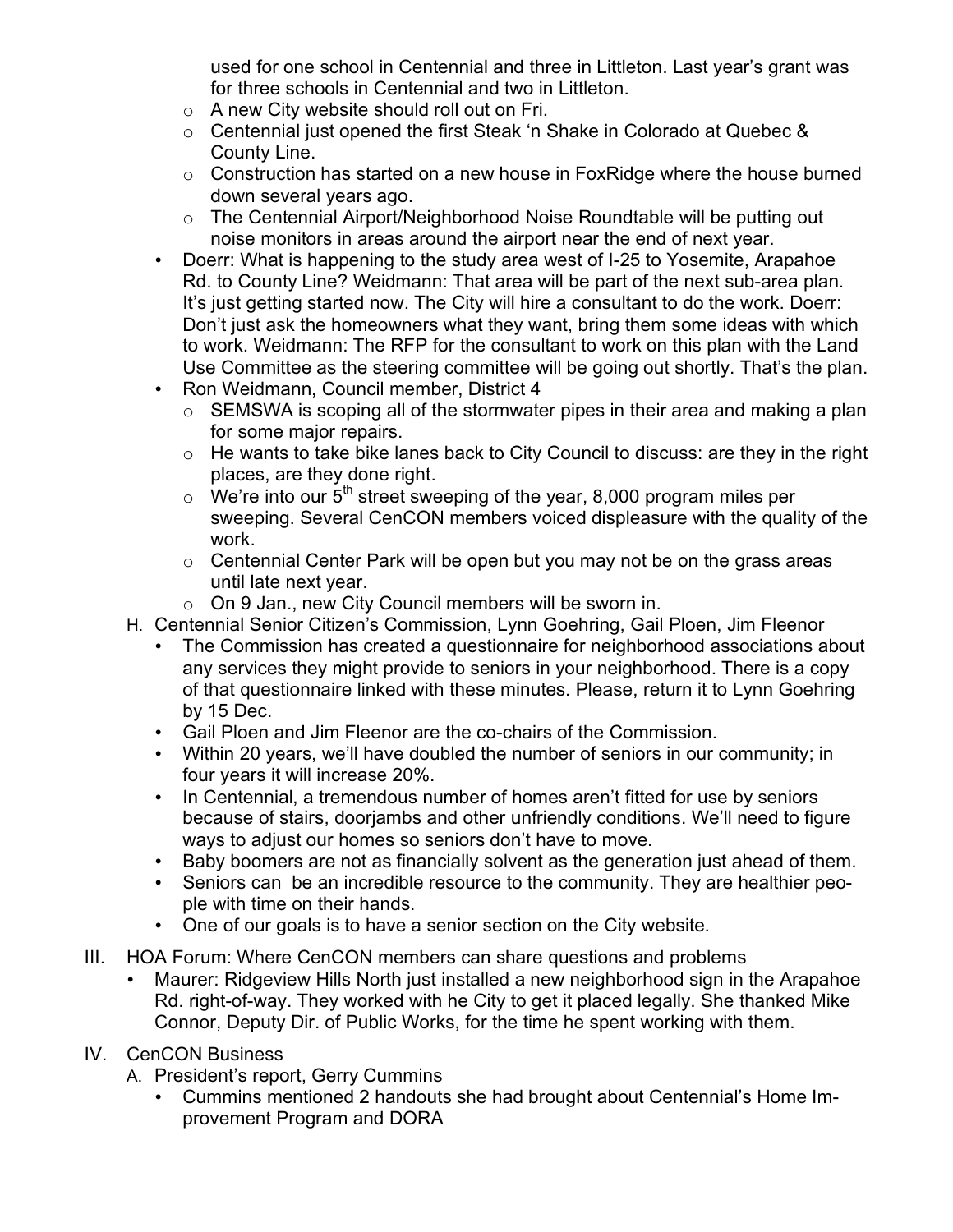used for one school in Centennial and three in Littleton. Last year's grant was for three schools in Centennial and two in Littleton.
    - A new City website should roll out on Fri.
    - Centennial just opened the first Steak 'n Shake in Colorado at Quebec & County Line.
    - Construction has started on a new house in FoxRidge where the house burned down several years ago.
    - The Centennial Airport/Neighborhood Noise Roundtable will be putting out noise monitors in areas around the airport near the end of next year.
  - Doerr: What is happening to the study area west of I-25 to Yosemite, Arapahoe Rd. to County Line? Weidmann: That area will be part of the next sub-area plan. It's just getting started now. The City will hire a consultant to do the work. Doerr: Don't just ask the homeowners what they want, bring them some ideas with which to work. Weidmann: The RFP for the consultant to work on this plan with the Land Use Committee as the steering committee will be going out shortly. That's the plan.
  - Ron Weidmann, Council member, District 4
    - SEMSWA is scoping all of the stormwater pipes in their area and making a plan for some major repairs.
    - He wants to take bike lanes back to City Council to discuss: are they in the right places, are they done right.
    - We're into our 5th street sweeping of the year, 8,000 program miles per sweeping. Several CenCON members voiced displeasure with the quality of the work.
    - Centennial Center Park will be open but you may not be on the grass areas until late next year.
    - On 9 Jan., new City Council members will be sworn in.

H. Centennial Senior Citizen's Commission, Lynn Goehring, Gail Ploen, Jim Fleenor
  - The Commission has created a questionnaire for neighborhood associations about any services they might provide to seniors in your neighborhood. There is a copy of that questionnaire linked with these minutes. Please, return it to Lynn Goehring by 15 Dec.
  - Gail Ploen and Jim Fleenor are the co-chairs of the Commission.
  - Within 20 years, we'll have doubled the number of seniors in our community; in four years it will increase 20%.
  - In Centennial, a tremendous number of homes aren't fitted for use by seniors because of stairs, doorjambs and other unfriendly conditions. We'll need to figure ways to adjust our homes so seniors don't have to move.
  - Baby boomers are not as financially solvent as the generation just ahead of them.
  - Seniors can be an incredible resource to the community. They are healthier people with time on their hands.
  - One of our goals is to have a senior section on the City website.

III. HOA Forum: Where CenCON members can share questions and problems
  - Maurer: Ridgeview Hills North just installed a new neighborhood sign in the Arapahoe Rd. right-of-way. They worked with he City to get it placed legally. She thanked Mike Connor, Deputy Dir. of Public Works, for the time he spent working with them.

IV. CenCON Business

A. President's report, Gerry Cummins
  - Cummins mentioned 2 handouts she had brought about Centennial's Home Improvement Program and DORA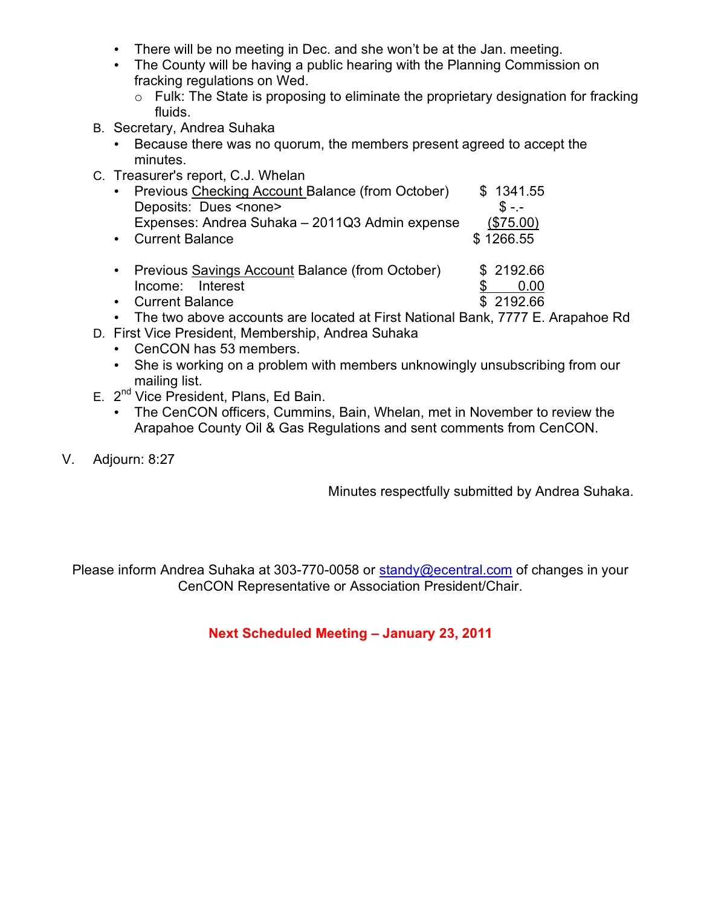- There will be no meeting in Dec. and she won't be at the Jan. meeting.
- The County will be having a public hearing with the Planning Commission on fracking regulations on Wed.
  - Fulk: The State is proposing to eliminate the proprietary designation for fracking fluids.

B. Secretary, Andrea Suhaka

- Because there was no quorum, the members present agreed to accept the minutes.

C. Treasurer's report, C.J. Whelan

| | |
|---|---|
| • Previous Checking Account Balance (from October) | $ 1341.55 |
| Deposits: Dues <none> | $ -.- |
| Expenses: Andrea Suhaka – 2011Q3 Admin expense | ($75.00) |
| • Current Balance | $ 1266.55 |
| | |
| • Previous Savings Account Balance (from October) | $ 2192.66 |
| Income: Interest | $ 0.00 |
| • Current Balance | $ 2192.66 |

- The two above accounts are located at First National Bank, 7777 E. Arapahoe Rd

D. First Vice President, Membership, Andrea Suhaka

- CenCON has 53 members.
- She is working on a problem with members unknowingly unsubscribing from our mailing list.

E. 2nd Vice President, Plans, Ed Bain.

- The CenCON officers, Cummins, Bain, Whelan, met in November to review the Arapahoe County Oil & Gas Regulations and sent comments from CenCON.

V. Adjourn: 8:27

Minutes respectfully submitted by Andrea Suhaka.

Please inform Andrea Suhaka at 303-770-0058 or standy@ecentral.com of changes in your CenCON Representative or Association President/Chair.

**Next Scheduled Meeting – January 23, 2011**